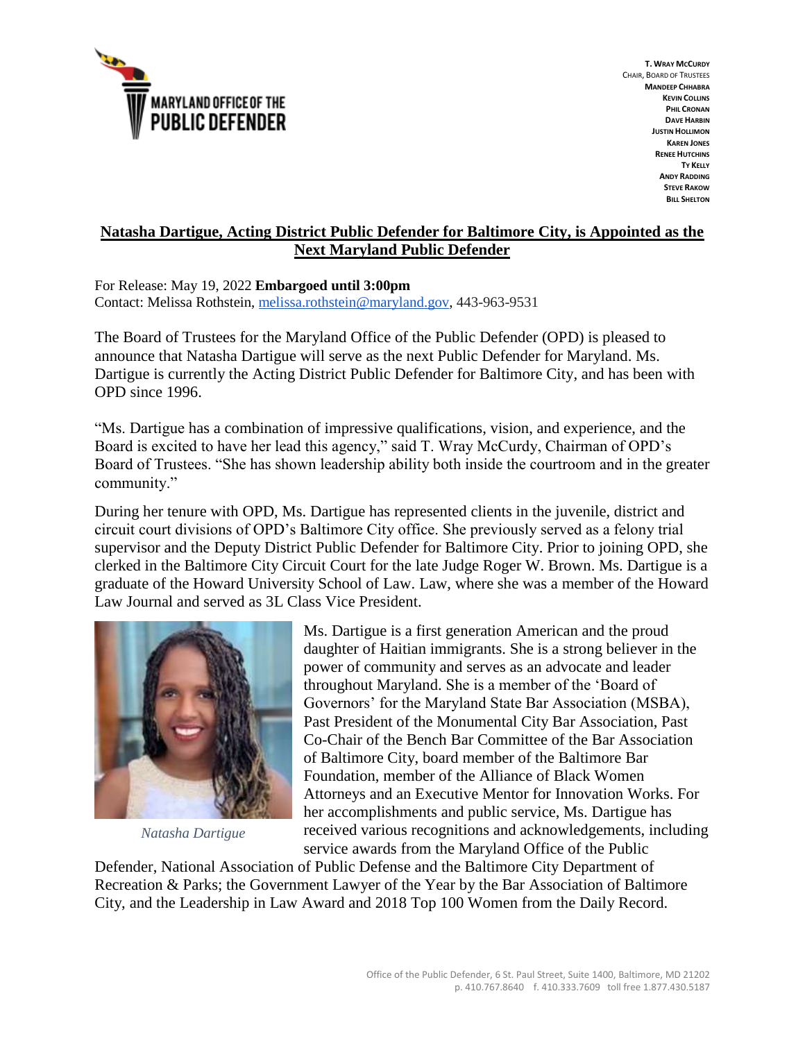**T. WRAY MCCURDY**
CHAIR, BOARD OF TRUSTEES
**MANDEEP CHHABRA**
**KEVIN COLLINS**
**PHIL CRONAN**
**DAVE HARBIN**
**JUSTIN HOLLIMON**
**KAREN JONES**
**RENEE HUTCHINS**
**TY KELLY**
**ANDY RADDING**
**STEVE RAKOW**
**BILL SHELTON**

# Natasha Dartigue, Acting District Public Defender for Baltimore City, is Appointed as the Next Maryland Public Defender

For Release: May 19, 2022 **Embargoed until 3:00pm**
Contact: Melissa Rothstein, melissa.rothstein@maryland.gov, 443-963-9531

The Board of Trustees for the Maryland Office of the Public Defender (OPD) is pleased to announce that Natasha Dartigue will serve as the next Public Defender for Maryland. Ms. Dartigue is currently the Acting District Public Defender for Baltimore City, and has been with OPD since 1996.

"Ms. Dartigue has a combination of impressive qualifications, vision, and experience, and the Board is excited to have her lead this agency," said T. Wray McCurdy, Chairman of OPD's Board of Trustees. "She has shown leadership ability both inside the courtroom and in the greater community."

During her tenure with OPD, Ms. Dartigue has represented clients in the juvenile, district and circuit court divisions of OPD's Baltimore City office. She previously served as a felony trial supervisor and the Deputy District Public Defender for Baltimore City. Prior to joining OPD, she clerked in the Baltimore City Circuit Court for the late Judge Roger W. Brown. Ms. Dartigue is a graduate of the Howard University School of Law. Law, where she was a member of the Howard Law Journal and served as 3L Class Vice President.

*Natasha Dartigue*

Ms. Dartigue is a first generation American and the proud daughter of Haitian immigrants. She is a strong believer in the power of community and serves as an advocate and leader throughout Maryland. She is a member of the 'Board of Governors' for the Maryland State Bar Association (MSBA), Past President of the Monumental City Bar Association, Past Co-Chair of the Bench Bar Committee of the Bar Association of Baltimore City, board member of the Baltimore Bar Foundation, member of the Alliance of Black Women Attorneys and an Executive Mentor for Innovation Works. For her accomplishments and public service, Ms. Dartigue has received various recognitions and acknowledgements, including service awards from the Maryland Office of the Public Defender, National Association of Public Defense and the Baltimore City Department of Recreation & Parks; the Government Lawyer of the Year by the Bar Association of Baltimore City, and the Leadership in Law Award and 2018 Top 100 Women from the Daily Record.

Office of the Public Defender, 6 St. Paul Street, Suite 1400, Baltimore, MD 21202
p. 410.767.8640 f. 410.333.7609 toll free 1.877.430.5187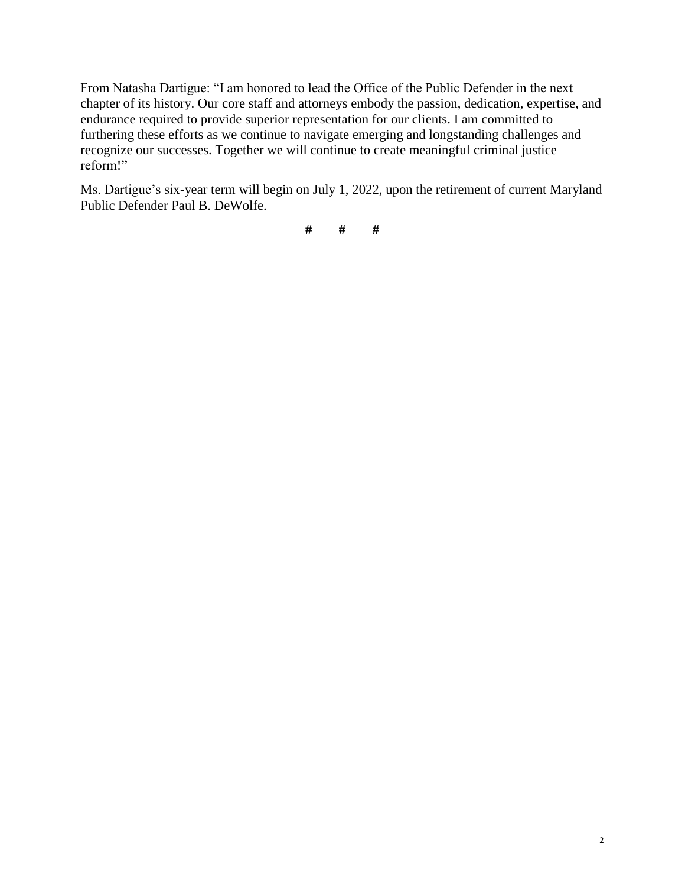From Natasha Dartigue: "I am honored to lead the Office of the Public Defender in the next chapter of its history. Our core staff and attorneys embody the passion, dedication, expertise, and endurance required to provide superior representation for our clients. I am committed to furthering these efforts as we continue to navigate emerging and longstanding challenges and recognize our successes. Together we will continue to create meaningful criminal justice reform!"

Ms. Dartigue's six-year term will begin on July 1, 2022, upon the retirement of current Maryland Public Defender Paul B. DeWolfe.

# # #